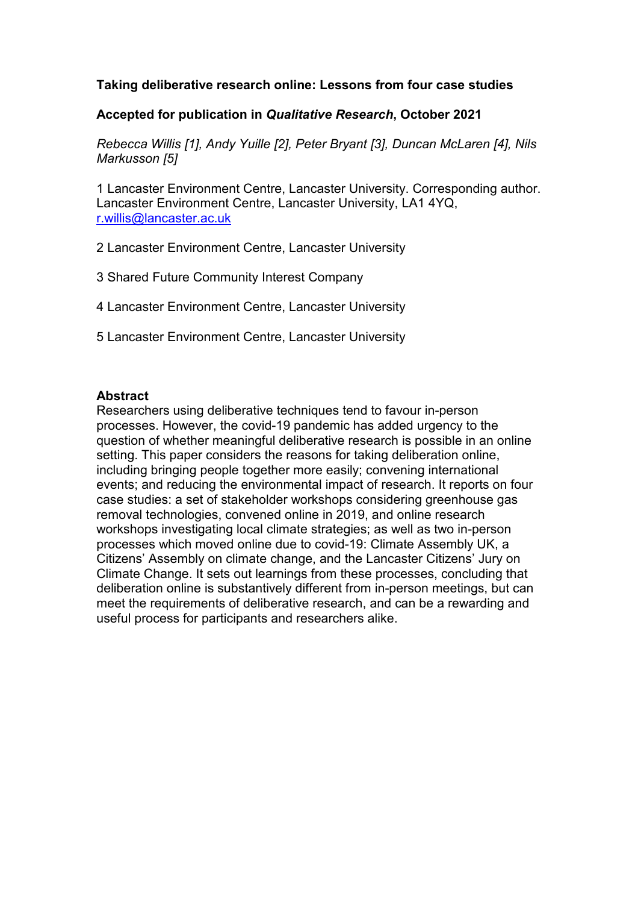**Taking deliberative research online: Lessons from four case studies**

**Accepted for publication in *Qualitative Research*, October 2021**

*Rebecca Willis [1], Andy Yuille [2], Peter Bryant [3], Duncan McLaren [4], Nils Markusson [5]*

1 Lancaster Environment Centre, Lancaster University. Corresponding author. Lancaster Environment Centre, Lancaster University, LA1 4YQ, r.willis@lancaster.ac.uk

2 Lancaster Environment Centre, Lancaster University

3 Shared Future Community Interest Company

4 Lancaster Environment Centre, Lancaster University

5 Lancaster Environment Centre, Lancaster University

**Abstract**

Researchers using deliberative techniques tend to favour in-person processes. However, the covid-19 pandemic has added urgency to the question of whether meaningful deliberative research is possible in an online setting. This paper considers the reasons for taking deliberation online, including bringing people together more easily; convening international events; and reducing the environmental impact of research. It reports on four case studies: a set of stakeholder workshops considering greenhouse gas removal technologies, convened online in 2019, and online research workshops investigating local climate strategies; as well as two in-person processes which moved online due to covid-19: Climate Assembly UK, a Citizens' Assembly on climate change, and the Lancaster Citizens' Jury on Climate Change. It sets out learnings from these processes, concluding that deliberation online is substantively different from in-person meetings, but can meet the requirements of deliberative research, and can be a rewarding and useful process for participants and researchers alike.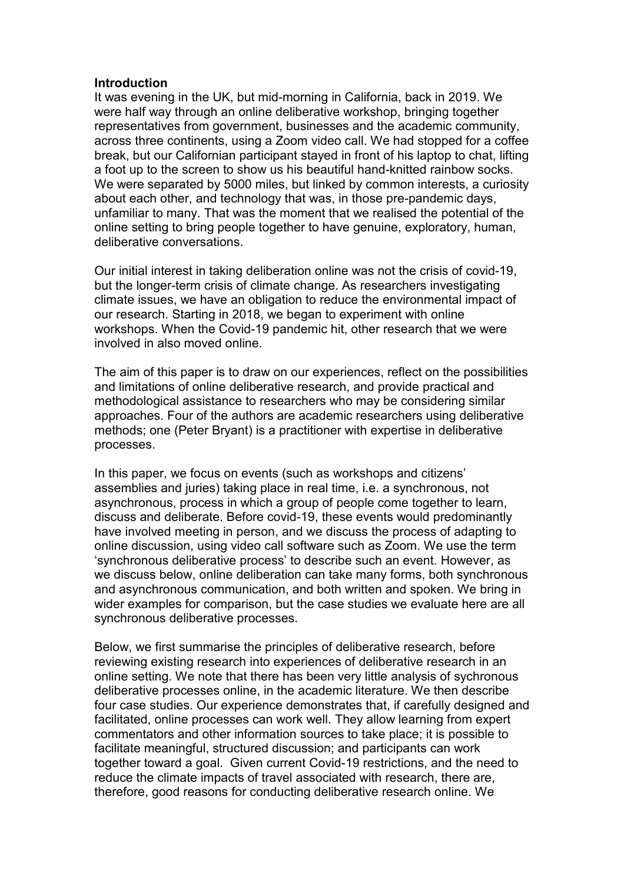## Introduction

It was evening in the UK, but mid-morning in California, back in 2019. We were half way through an online deliberative workshop, bringing together representatives from government, businesses and the academic community, across three continents, using a Zoom video call. We had stopped for a coffee break, but our Californian participant stayed in front of his laptop to chat, lifting a foot up to the screen to show us his beautiful hand-knitted rainbow socks. We were separated by 5000 miles, but linked by common interests, a curiosity about each other, and technology that was, in those pre-pandemic days, unfamiliar to many. That was the moment that we realised the potential of the online setting to bring people together to have genuine, exploratory, human, deliberative conversations.

Our initial interest in taking deliberation online was not the crisis of covid-19, but the longer-term crisis of climate change. As researchers investigating climate issues, we have an obligation to reduce the environmental impact of our research. Starting in 2018, we began to experiment with online workshops. When the Covid-19 pandemic hit, other research that we were involved in also moved online.

The aim of this paper is to draw on our experiences, reflect on the possibilities and limitations of online deliberative research, and provide practical and methodological assistance to researchers who may be considering similar approaches. Four of the authors are academic researchers using deliberative methods; one (Peter Bryant) is a practitioner with expertise in deliberative processes.

In this paper, we focus on events (such as workshops and citizens' assemblies and juries) taking place in real time, i.e. a synchronous, not asynchronous, process in which a group of people come together to learn, discuss and deliberate. Before covid-19, these events would predominantly have involved meeting in person, and we discuss the process of adapting to online discussion, using video call software such as Zoom. We use the term 'synchronous deliberative process' to describe such an event. However, as we discuss below, online deliberation can take many forms, both synchronous and asynchronous communication, and both written and spoken. We bring in wider examples for comparison, but the case studies we evaluate here are all synchronous deliberative processes.

Below, we first summarise the principles of deliberative research, before reviewing existing research into experiences of deliberative research in an online setting. We note that there has been very little analysis of sychronous deliberative processes online, in the academic literature. We then describe four case studies. Our experience demonstrates that, if carefully designed and facilitated, online processes can work well. They allow learning from expert commentators and other information sources to take place; it is possible to facilitate meaningful, structured discussion; and participants can work together toward a goal. Given current Covid-19 restrictions, and the need to reduce the climate impacts of travel associated with research, there are, therefore, good reasons for conducting deliberative research online. We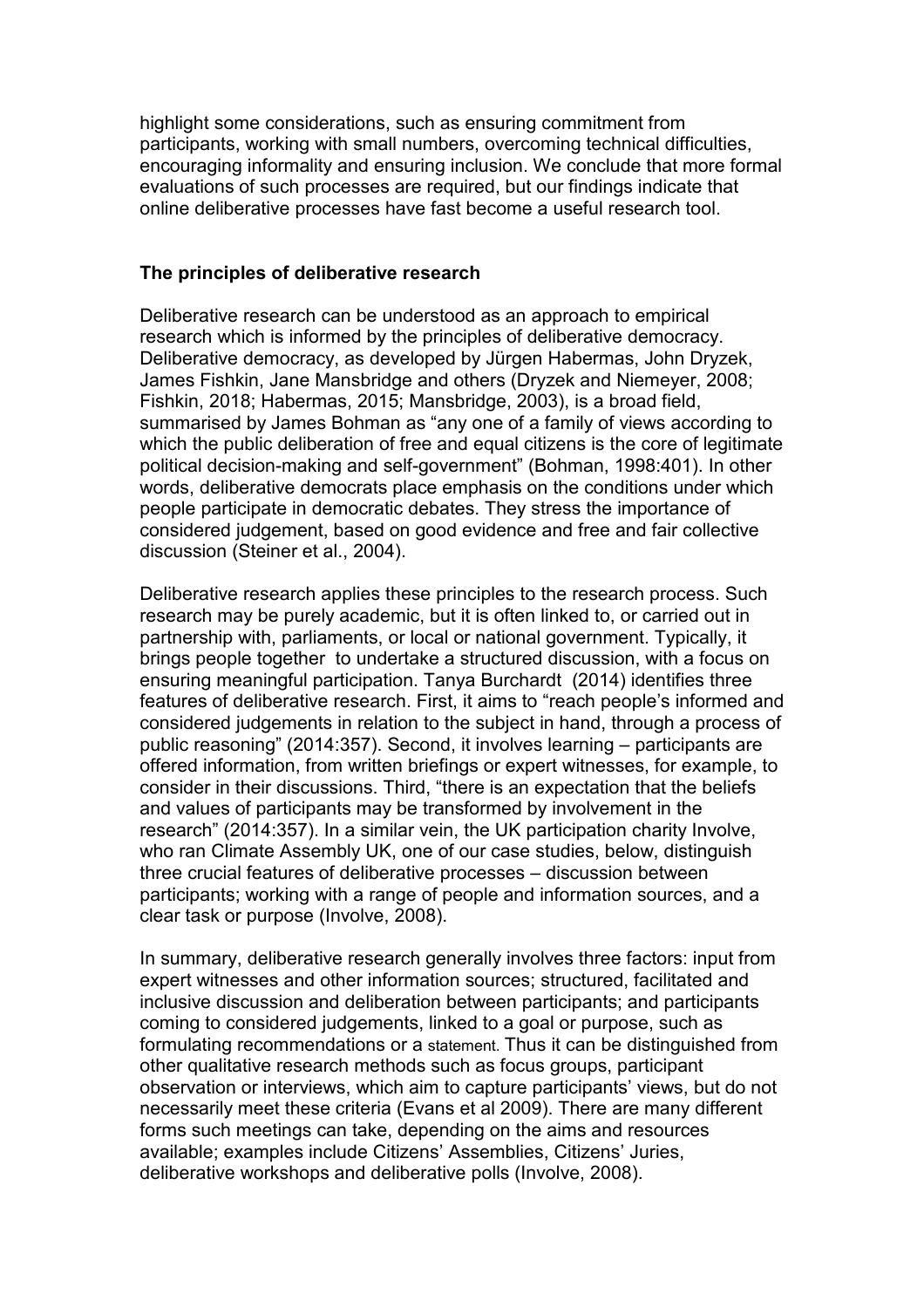highlight some considerations, such as ensuring commitment from participants, working with small numbers, overcoming technical difficulties, encouraging informality and ensuring inclusion. We conclude that more formal evaluations of such processes are required, but our findings indicate that online deliberative processes have fast become a useful research tool.

**The principles of deliberative research**

Deliberative research can be understood as an approach to empirical research which is informed by the principles of deliberative democracy. Deliberative democracy, as developed by Jürgen Habermas, John Dryzek, James Fishkin, Jane Mansbridge and others (Dryzek and Niemeyer, 2008; Fishkin, 2018; Habermas, 2015; Mansbridge, 2003), is a broad field, summarised by James Bohman as "any one of a family of views according to which the public deliberation of free and equal citizens is the core of legitimate political decision-making and self-government" (Bohman, 1998:401). In other words, deliberative democrats place emphasis on the conditions under which people participate in democratic debates. They stress the importance of considered judgement, based on good evidence and free and fair collective discussion (Steiner et al., 2004).

Deliberative research applies these principles to the research process. Such research may be purely academic, but it is often linked to, or carried out in partnership with, parliaments, or local or national government. Typically, it brings people together to undertake a structured discussion, with a focus on ensuring meaningful participation. Tanya Burchardt (2014) identifies three features of deliberative research. First, it aims to "reach people's informed and considered judgements in relation to the subject in hand, through a process of public reasoning" (2014:357). Second, it involves learning – participants are offered information, from written briefings or expert witnesses, for example, to consider in their discussions. Third, "there is an expectation that the beliefs and values of participants may be transformed by involvement in the research" (2014:357). In a similar vein, the UK participation charity Involve, who ran Climate Assembly UK, one of our case studies, below, distinguish three crucial features of deliberative processes – discussion between participants; working with a range of people and information sources, and a clear task or purpose (Involve, 2008).

In summary, deliberative research generally involves three factors: input from expert witnesses and other information sources; structured, facilitated and inclusive discussion and deliberation between participants; and participants coming to considered judgements, linked to a goal or purpose, such as formulating recommendations or a statement. Thus it can be distinguished from other qualitative research methods such as focus groups, participant observation or interviews, which aim to capture participants' views, but do not necessarily meet these criteria (Evans et al 2009). There are many different forms such meetings can take, depending on the aims and resources available; examples include Citizens' Assemblies, Citizens' Juries, deliberative workshops and deliberative polls (Involve, 2008).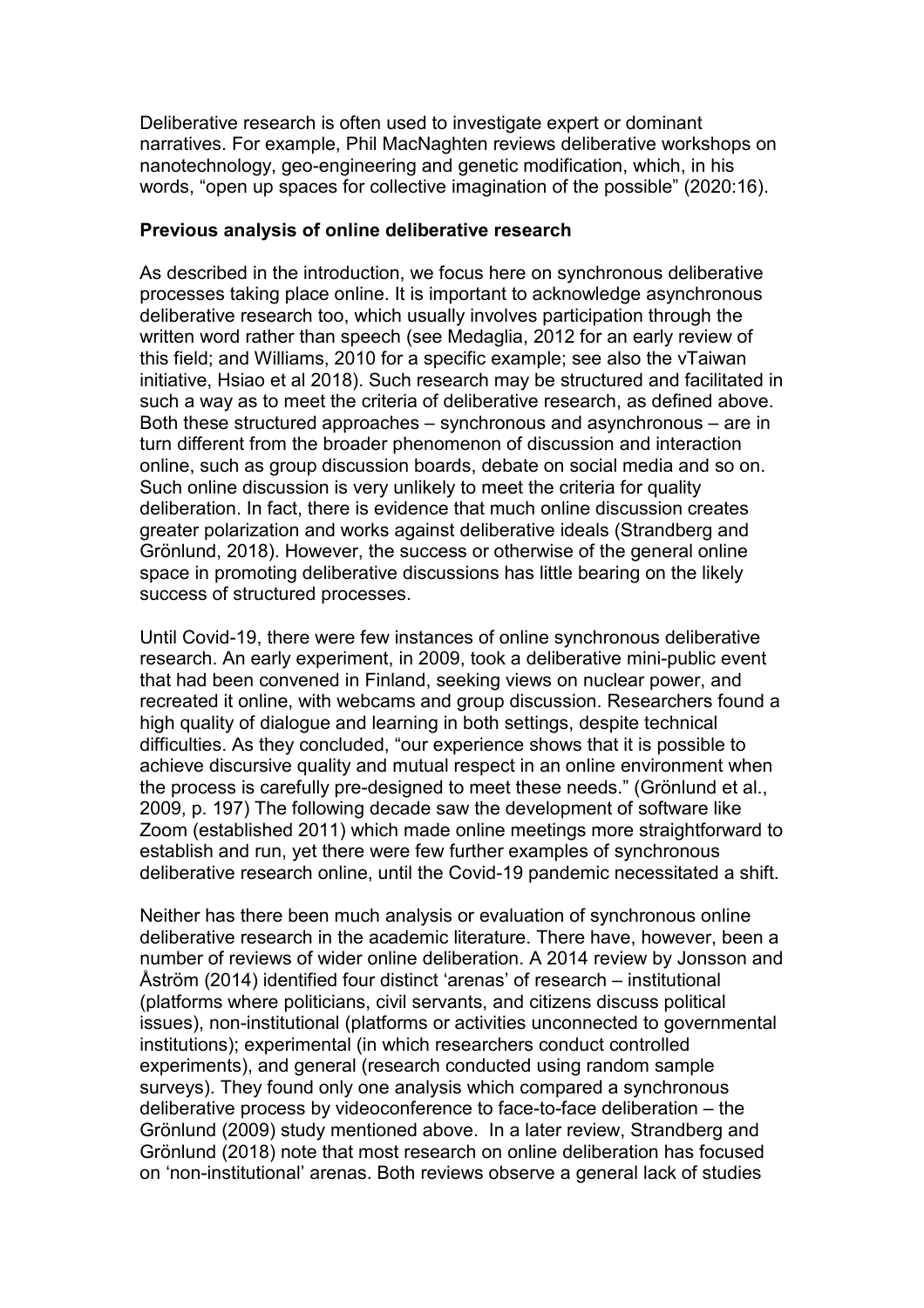Deliberative research is often used to investigate expert or dominant narratives. For example, Phil MacNaghten reviews deliberative workshops on nanotechnology, geo-engineering and genetic modification, which, in his words, "open up spaces for collective imagination of the possible" (2020:16).

**Previous analysis of online deliberative research**

As described in the introduction, we focus here on synchronous deliberative processes taking place online. It is important to acknowledge asynchronous deliberative research too, which usually involves participation through the written word rather than speech (see Medaglia, 2012 for an early review of this field; and Williams, 2010 for a specific example; see also the vTaiwan initiative, Hsiao et al 2018). Such research may be structured and facilitated in such a way as to meet the criteria of deliberative research, as defined above. Both these structured approaches – synchronous and asynchronous – are in turn different from the broader phenomenon of discussion and interaction online, such as group discussion boards, debate on social media and so on. Such online discussion is very unlikely to meet the criteria for quality deliberation. In fact, there is evidence that much online discussion creates greater polarization and works against deliberative ideals (Strandberg and Grönlund, 2018). However, the success or otherwise of the general online space in promoting deliberative discussions has little bearing on the likely success of structured processes.

Until Covid-19, there were few instances of online synchronous deliberative research. An early experiment, in 2009, took a deliberative mini-public event that had been convened in Finland, seeking views on nuclear power, and recreated it online, with webcams and group discussion. Researchers found a high quality of dialogue and learning in both settings, despite technical difficulties. As they concluded, "our experience shows that it is possible to achieve discursive quality and mutual respect in an online environment when the process is carefully pre-designed to meet these needs." (Grönlund et al., 2009, p. 197) The following decade saw the development of software like Zoom (established 2011) which made online meetings more straightforward to establish and run, yet there were few further examples of synchronous deliberative research online, until the Covid-19 pandemic necessitated a shift.

Neither has there been much analysis or evaluation of synchronous online deliberative research in the academic literature. There have, however, been a number of reviews of wider online deliberation. A 2014 review by Jonsson and Åström (2014) identified four distinct 'arenas' of research – institutional (platforms where politicians, civil servants, and citizens discuss political issues), non-institutional (platforms or activities unconnected to governmental institutions); experimental (in which researchers conduct controlled experiments), and general (research conducted using random sample surveys). They found only one analysis which compared a synchronous deliberative process by videoconference to face-to-face deliberation – the Grönlund (2009) study mentioned above. In a later review, Strandberg and Grönlund (2018) note that most research on online deliberation has focused on 'non-institutional' arenas. Both reviews observe a general lack of studies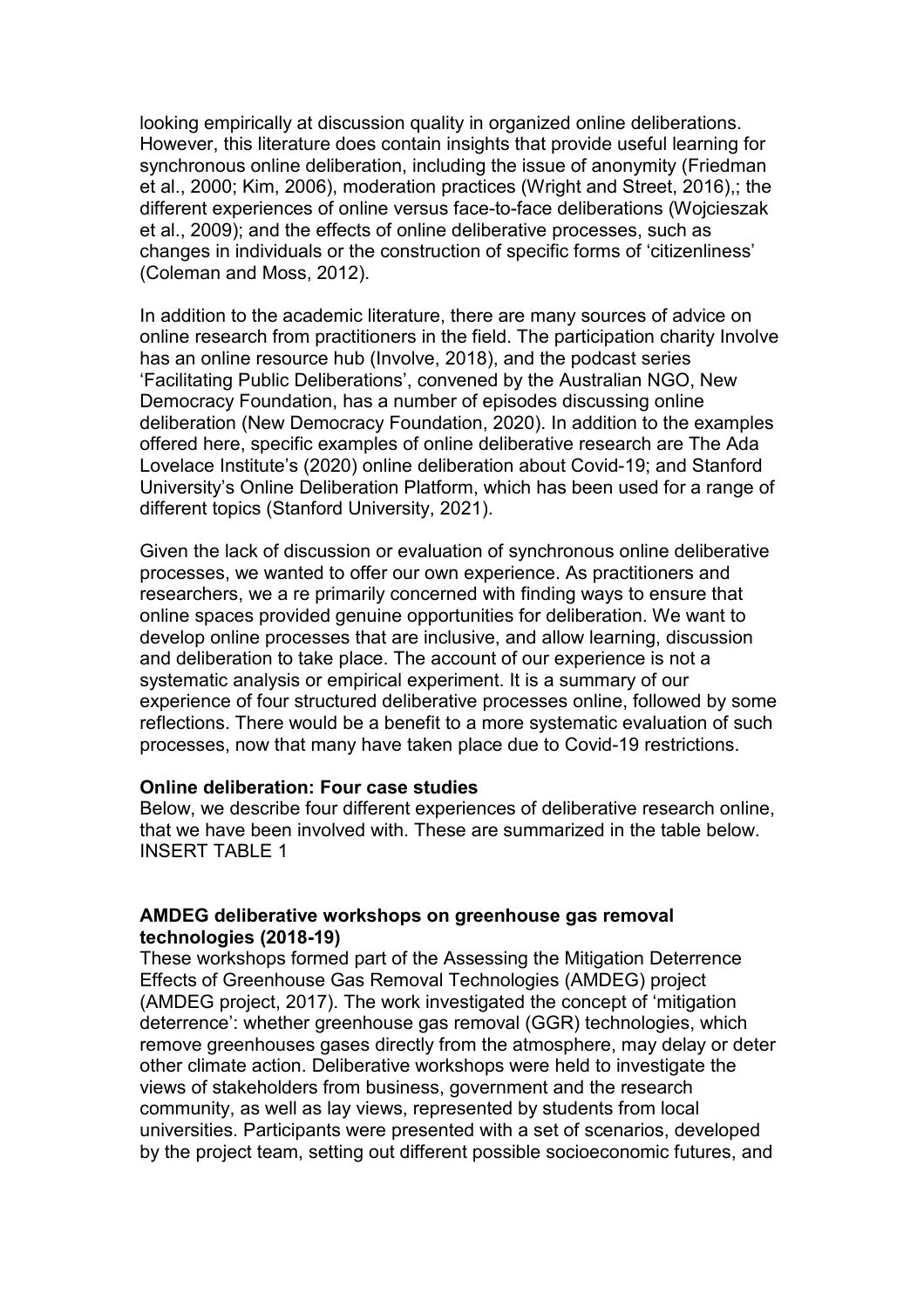looking empirically at discussion quality in organized online deliberations. However, this literature does contain insights that provide useful learning for synchronous online deliberation, including the issue of anonymity (Friedman et al., 2000; Kim, 2006), moderation practices (Wright and Street, 2016),; the different experiences of online versus face-to-face deliberations (Wojcieszak et al., 2009); and the effects of online deliberative processes, such as changes in individuals or the construction of specific forms of 'citizenliness' (Coleman and Moss, 2012).

In addition to the academic literature, there are many sources of advice on online research from practitioners in the field. The participation charity Involve has an online resource hub (Involve, 2018), and the podcast series 'Facilitating Public Deliberations', convened by the Australian NGO, New Democracy Foundation, has a number of episodes discussing online deliberation (New Democracy Foundation, 2020). In addition to the examples offered here, specific examples of online deliberative research are The Ada Lovelace Institute's (2020) online deliberation about Covid-19; and Stanford University's Online Deliberation Platform, which has been used for a range of different topics (Stanford University, 2021).

Given the lack of discussion or evaluation of synchronous online deliberative processes, we wanted to offer our own experience. As practitioners and researchers, we a re primarily concerned with finding ways to ensure that online spaces provided genuine opportunities for deliberation. We want to develop online processes that are inclusive, and allow learning, discussion and deliberation to take place. The account of our experience is not a systematic analysis or empirical experiment. It is a summary of our experience of four structured deliberative processes online, followed by some reflections. There would be a benefit to a more systematic evaluation of such processes, now that many have taken place due to Covid-19 restrictions.

**Online deliberation: Four case studies**

Below, we describe four different experiences of deliberative research online, that we have been involved with. These are summarized in the table below.
INSERT TABLE 1

**AMDEG deliberative workshops on greenhouse gas removal technologies (2018-19)**

These workshops formed part of the Assessing the Mitigation Deterrence Effects of Greenhouse Gas Removal Technologies (AMDEG) project (AMDEG project, 2017). The work investigated the concept of 'mitigation deterrence': whether greenhouse gas removal (GGR) technologies, which remove greenhouses gases directly from the atmosphere, may delay or deter other climate action. Deliberative workshops were held to investigate the views of stakeholders from business, government and the research community, as well as lay views, represented by students from local universities. Participants were presented with a set of scenarios, developed by the project team, setting out different possible socioeconomic futures, and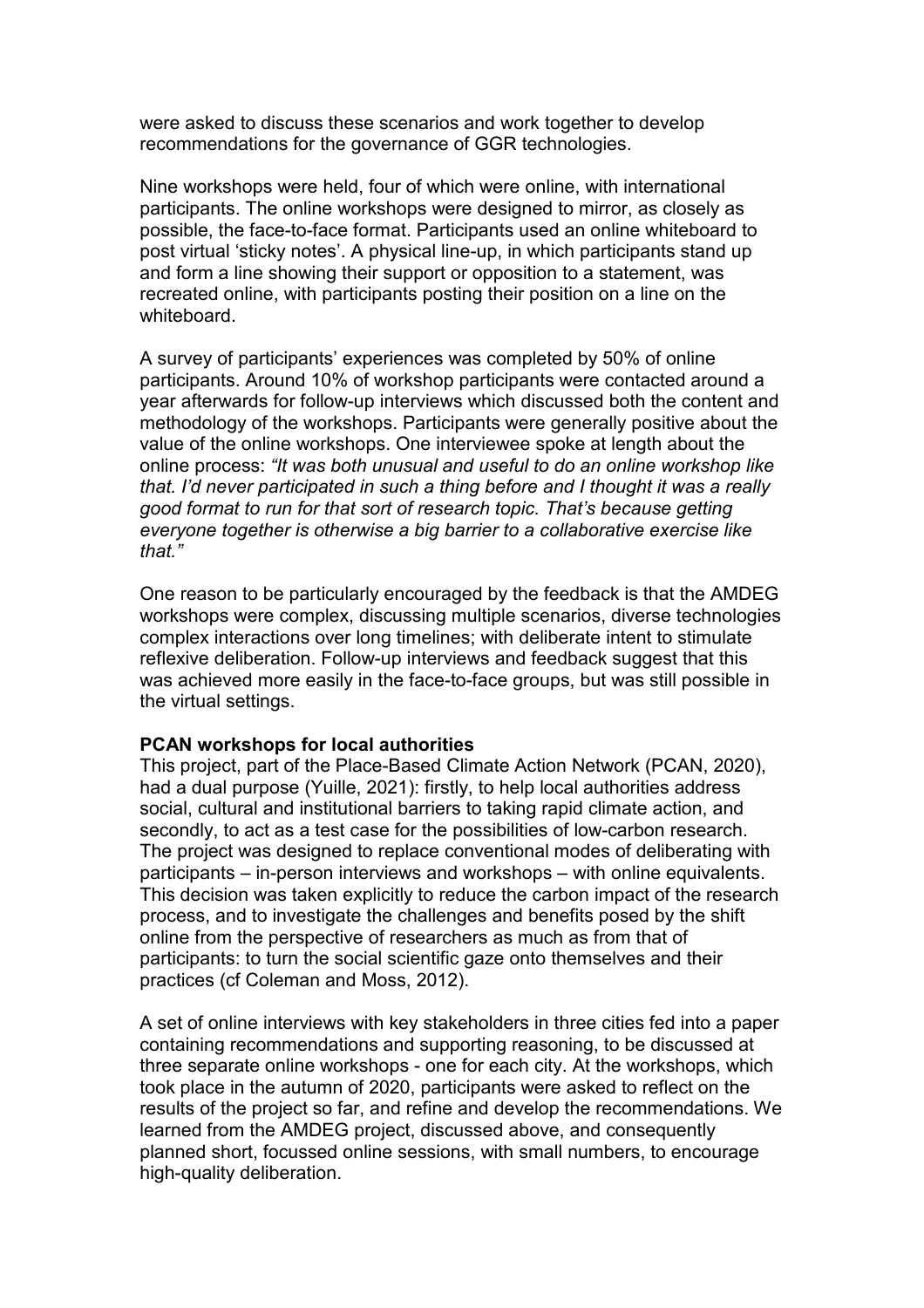were asked to discuss these scenarios and work together to develop recommendations for the governance of GGR technologies.

Nine workshops were held, four of which were online, with international participants. The online workshops were designed to mirror, as closely as possible, the face-to-face format. Participants used an online whiteboard to post virtual 'sticky notes'. A physical line-up, in which participants stand up and form a line showing their support or opposition to a statement, was recreated online, with participants posting their position on a line on the whiteboard.

A survey of participants' experiences was completed by 50% of online participants. Around 10% of workshop participants were contacted around a year afterwards for follow-up interviews which discussed both the content and methodology of the workshops. Participants were generally positive about the value of the online workshops. One interviewee spoke at length about the online process: *"It was both unusual and useful to do an online workshop like that. I'd never participated in such a thing before and I thought it was a really good format to run for that sort of research topic. That's because getting everyone together is otherwise a big barrier to a collaborative exercise like that."*

One reason to be particularly encouraged by the feedback is that the AMDEG workshops were complex, discussing multiple scenarios, diverse technologies complex interactions over long timelines; with deliberate intent to stimulate reflexive deliberation. Follow-up interviews and feedback suggest that this was achieved more easily in the face-to-face groups, but was still possible in the virtual settings.

**PCAN workshops for local authorities**

This project, part of the Place-Based Climate Action Network (PCAN, 2020), had a dual purpose (Yuille, 2021): firstly, to help local authorities address social, cultural and institutional barriers to taking rapid climate action, and secondly, to act as a test case for the possibilities of low-carbon research. The project was designed to replace conventional modes of deliberating with participants – in-person interviews and workshops – with online equivalents. This decision was taken explicitly to reduce the carbon impact of the research process, and to investigate the challenges and benefits posed by the shift online from the perspective of researchers as much as from that of participants: to turn the social scientific gaze onto themselves and their practices (cf Coleman and Moss, 2012).

A set of online interviews with key stakeholders in three cities fed into a paper containing recommendations and supporting reasoning, to be discussed at three separate online workshops - one for each city. At the workshops, which took place in the autumn of 2020, participants were asked to reflect on the results of the project so far, and refine and develop the recommendations. We learned from the AMDEG project, discussed above, and consequently planned short, focussed online sessions, with small numbers, to encourage high-quality deliberation.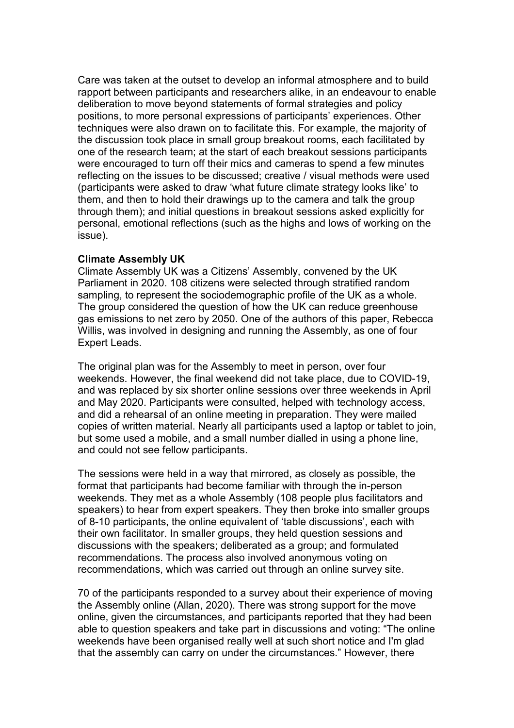Care was taken at the outset to develop an informal atmosphere and to build rapport between participants and researchers alike, in an endeavour to enable deliberation to move beyond statements of formal strategies and policy positions, to more personal expressions of participants' experiences. Other techniques were also drawn on to facilitate this. For example, the majority of the discussion took place in small group breakout rooms, each facilitated by one of the research team; at the start of each breakout sessions participants were encouraged to turn off their mics and cameras to spend a few minutes reflecting on the issues to be discussed; creative / visual methods were used (participants were asked to draw 'what future climate strategy looks like' to them, and then to hold their drawings up to the camera and talk the group through them); and initial questions in breakout sessions asked explicitly for personal, emotional reflections (such as the highs and lows of working on the issue).

**Climate Assembly UK**

Climate Assembly UK was a Citizens' Assembly, convened by the UK Parliament in 2020. 108 citizens were selected through stratified random sampling, to represent the sociodemographic profile of the UK as a whole. The group considered the question of how the UK can reduce greenhouse gas emissions to net zero by 2050. One of the authors of this paper, Rebecca Willis, was involved in designing and running the Assembly, as one of four Expert Leads.

The original plan was for the Assembly to meet in person, over four weekends. However, the final weekend did not take place, due to COVID-19, and was replaced by six shorter online sessions over three weekends in April and May 2020. Participants were consulted, helped with technology access, and did a rehearsal of an online meeting in preparation. They were mailed copies of written material. Nearly all participants used a laptop or tablet to join, but some used a mobile, and a small number dialled in using a phone line, and could not see fellow participants.

The sessions were held in a way that mirrored, as closely as possible, the format that participants had become familiar with through the in-person weekends. They met as a whole Assembly (108 people plus facilitators and speakers) to hear from expert speakers. They then broke into smaller groups of 8-10 participants, the online equivalent of 'table discussions', each with their own facilitator. In smaller groups, they held question sessions and discussions with the speakers; deliberated as a group; and formulated recommendations. The process also involved anonymous voting on recommendations, which was carried out through an online survey site.

70 of the participants responded to a survey about their experience of moving the Assembly online (Allan, 2020). There was strong support for the move online, given the circumstances, and participants reported that they had been able to question speakers and take part in discussions and voting: "The online weekends have been organised really well at such short notice and I'm glad that the assembly can carry on under the circumstances." However, there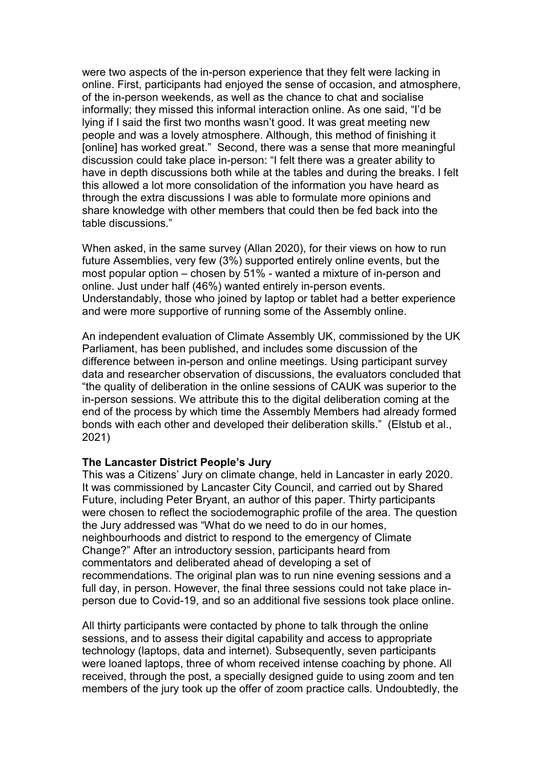were two aspects of the in-person experience that they felt were lacking in online. First, participants had enjoyed the sense of occasion, and atmosphere, of the in-person weekends, as well as the chance to chat and socialise informally; they missed this informal interaction online. As one said, "I'd be lying if I said the first two months wasn't good. It was great meeting new people and was a lovely atmosphere. Although, this method of finishing it [online] has worked great." Second, there was a sense that more meaningful discussion could take place in-person: "I felt there was a greater ability to have in depth discussions both while at the tables and during the breaks. I felt this allowed a lot more consolidation of the information you have heard as through the extra discussions I was able to formulate more opinions and share knowledge with other members that could then be fed back into the table discussions."

When asked, in the same survey (Allan 2020), for their views on how to run future Assemblies, very few (3%) supported entirely online events, but the most popular option – chosen by 51% - wanted a mixture of in-person and online. Just under half (46%) wanted entirely in-person events. Understandably, those who joined by laptop or tablet had a better experience and were more supportive of running some of the Assembly online.

An independent evaluation of Climate Assembly UK, commissioned by the UK Parliament, has been published, and includes some discussion of the difference between in-person and online meetings. Using participant survey data and researcher observation of discussions, the evaluators concluded that "the quality of deliberation in the online sessions of CAUK was superior to the in-person sessions. We attribute this to the digital deliberation coming at the end of the process by which time the Assembly Members had already formed bonds with each other and developed their deliberation skills." (Elstub et al., 2021)

**The Lancaster District People's Jury**

This was a Citizens' Jury on climate change, held in Lancaster in early 2020. It was commissioned by Lancaster City Council, and carried out by Shared Future, including Peter Bryant, an author of this paper. Thirty participants were chosen to reflect the sociodemographic profile of the area. The question the Jury addressed was "What do we need to do in our homes, neighbourhoods and district to respond to the emergency of Climate Change?" After an introductory session, participants heard from commentators and deliberated ahead of developing a set of recommendations. The original plan was to run nine evening sessions and a full day, in person. However, the final three sessions could not take place in-person due to Covid-19, and so an additional five sessions took place online.

All thirty participants were contacted by phone to talk through the online sessions, and to assess their digital capability and access to appropriate technology (laptops, data and internet). Subsequently, seven participants were loaned laptops, three of whom received intense coaching by phone. All received, through the post, a specially designed guide to using zoom and ten members of the jury took up the offer of zoom practice calls. Undoubtedly, the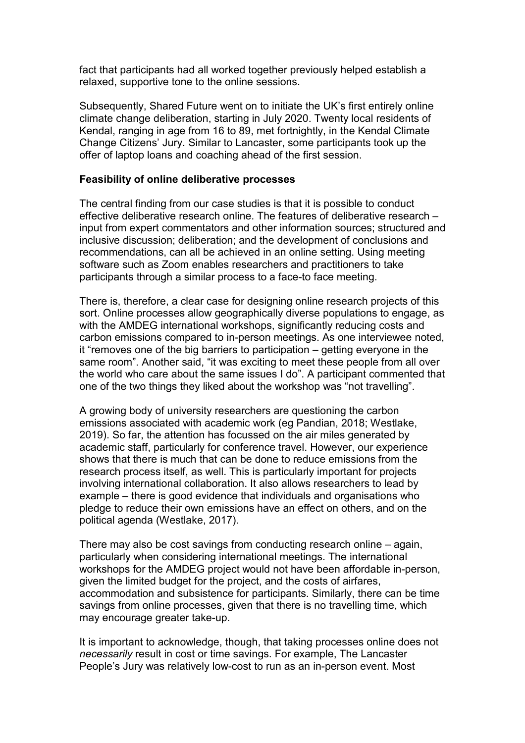fact that participants had all worked together previously helped establish a relaxed, supportive tone to the online sessions.

Subsequently, Shared Future went on to initiate the UK's first entirely online climate change deliberation, starting in July 2020. Twenty local residents of Kendal, ranging in age from 16 to 89, met fortnightly, in the Kendal Climate Change Citizens' Jury. Similar to Lancaster, some participants took up the offer of laptop loans and coaching ahead of the first session.

**Feasibility of online deliberative processes**

The central finding from our case studies is that it is possible to conduct effective deliberative research online. The features of deliberative research – input from expert commentators and other information sources; structured and inclusive discussion; deliberation; and the development of conclusions and recommendations, can all be achieved in an online setting. Using meeting software such as Zoom enables researchers and practitioners to take participants through a similar process to a face-to face meeting.

There is, therefore, a clear case for designing online research projects of this sort. Online processes allow geographically diverse populations to engage, as with the AMDEG international workshops, significantly reducing costs and carbon emissions compared to in-person meetings. As one interviewee noted, it "removes one of the big barriers to participation – getting everyone in the same room". Another said, "it was exciting to meet these people from all over the world who care about the same issues I do". A participant commented that one of the two things they liked about the workshop was "not travelling".

A growing body of university researchers are questioning the carbon emissions associated with academic work (eg Pandian, 2018; Westlake, 2019). So far, the attention has focussed on the air miles generated by academic staff, particularly for conference travel. However, our experience shows that there is much that can be done to reduce emissions from the research process itself, as well. This is particularly important for projects involving international collaboration. It also allows researchers to lead by example – there is good evidence that individuals and organisations who pledge to reduce their own emissions have an effect on others, and on the political agenda (Westlake, 2017).

There may also be cost savings from conducting research online – again, particularly when considering international meetings. The international workshops for the AMDEG project would not have been affordable in-person, given the limited budget for the project, and the costs of airfares, accommodation and subsistence for participants. Similarly, there can be time savings from online processes, given that there is no travelling time, which may encourage greater take-up.

It is important to acknowledge, though, that taking processes online does not *necessarily* result in cost or time savings. For example, The Lancaster People's Jury was relatively low-cost to run as an in-person event. Most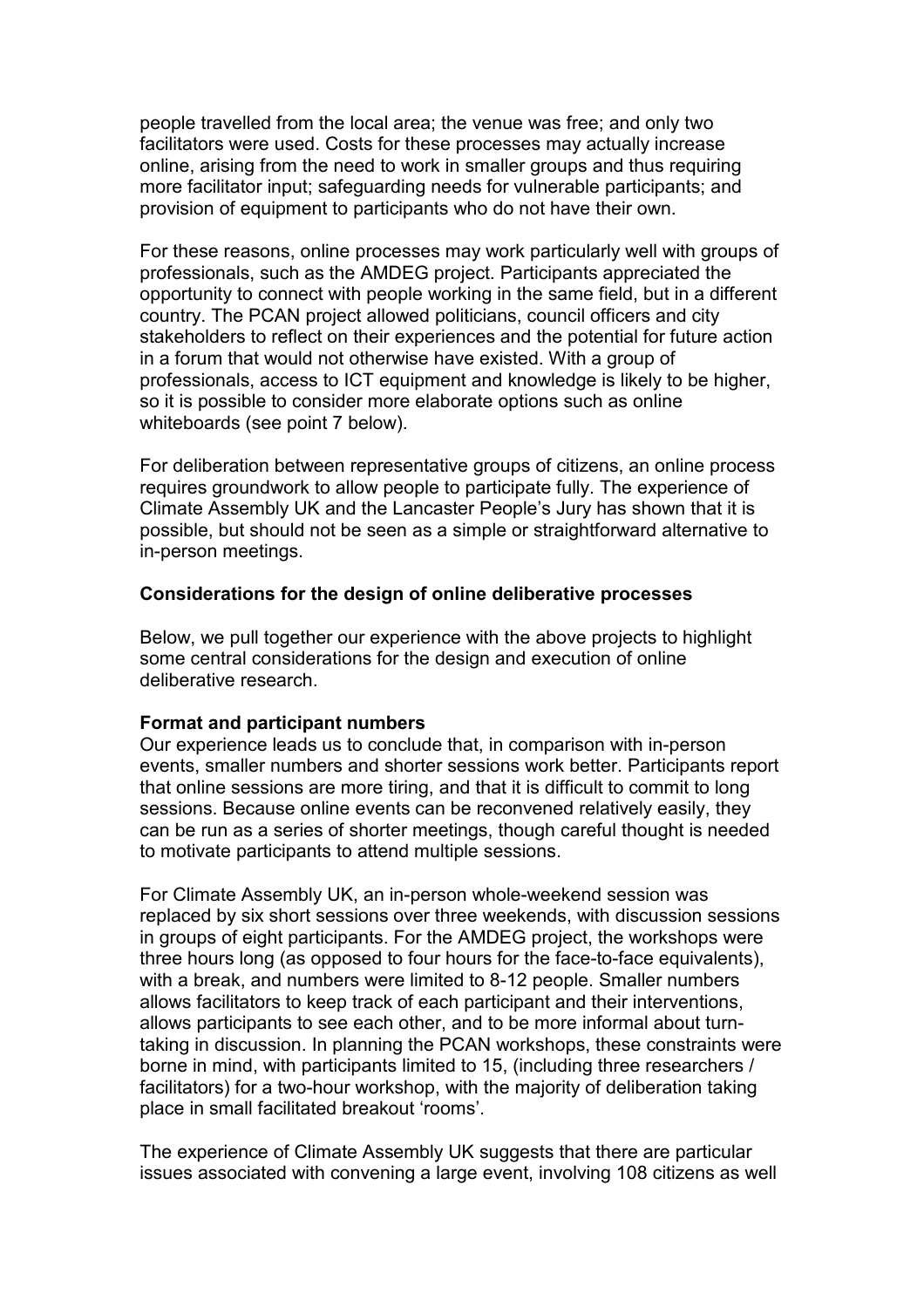people travelled from the local area; the venue was free; and only two facilitators were used. Costs for these processes may actually increase online, arising from the need to work in smaller groups and thus requiring more facilitator input; safeguarding needs for vulnerable participants; and provision of equipment to participants who do not have their own.

For these reasons, online processes may work particularly well with groups of professionals, such as the AMDEG project. Participants appreciated the opportunity to connect with people working in the same field, but in a different country. The PCAN project allowed politicians, council officers and city stakeholders to reflect on their experiences and the potential for future action in a forum that would not otherwise have existed. With a group of professionals, access to ICT equipment and knowledge is likely to be higher, so it is possible to consider more elaborate options such as online whiteboards (see point 7 below).

For deliberation between representative groups of citizens, an online process requires groundwork to allow people to participate fully. The experience of Climate Assembly UK and the Lancaster People's Jury has shown that it is possible, but should not be seen as a simple or straightforward alternative to in-person meetings.

## Considerations for the design of online deliberative processes

Below, we pull together our experience with the above projects to highlight some central considerations for the design and execution of online deliberative research.

### Format and participant numbers

Our experience leads us to conclude that, in comparison with in-person events, smaller numbers and shorter sessions work better. Participants report that online sessions are more tiring, and that it is difficult to commit to long sessions. Because online events can be reconvened relatively easily, they can be run as a series of shorter meetings, though careful thought is needed to motivate participants to attend multiple sessions.

For Climate Assembly UK, an in-person whole-weekend session was replaced by six short sessions over three weekends, with discussion sessions in groups of eight participants. For the AMDEG project, the workshops were three hours long (as opposed to four hours for the face-to-face equivalents), with a break, and numbers were limited to 8-12 people. Smaller numbers allows facilitators to keep track of each participant and their interventions, allows participants to see each other, and to be more informal about turn-taking in discussion. In planning the PCAN workshops, these constraints were borne in mind, with participants limited to 15, (including three researchers / facilitators) for a two-hour workshop, with the majority of deliberation taking place in small facilitated breakout 'rooms'.

The experience of Climate Assembly UK suggests that there are particular issues associated with convening a large event, involving 108 citizens as well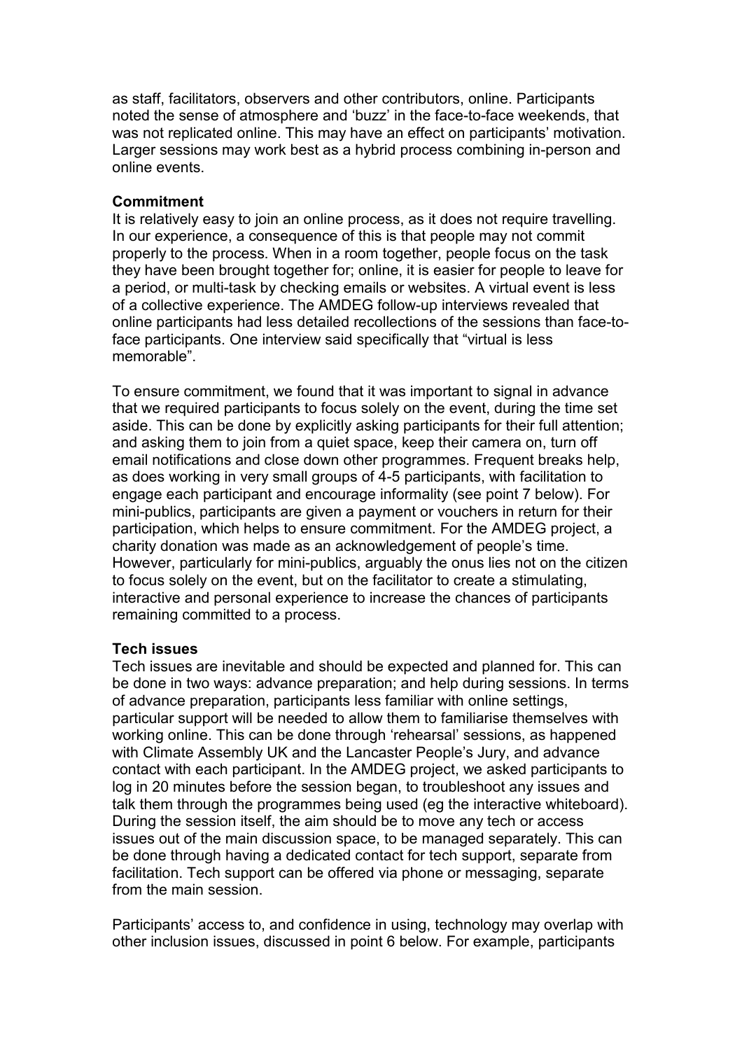as staff, facilitators, observers and other contributors, online. Participants noted the sense of atmosphere and 'buzz' in the face-to-face weekends, that was not replicated online. This may have an effect on participants' motivation. Larger sessions may work best as a hybrid process combining in-person and online events.

**Commitment**

It is relatively easy to join an online process, as it does not require travelling. In our experience, a consequence of this is that people may not commit properly to the process. When in a room together, people focus on the task they have been brought together for; online, it is easier for people to leave for a period, or multi-task by checking emails or websites. A virtual event is less of a collective experience. The AMDEG follow-up interviews revealed that online participants had less detailed recollections of the sessions than face-to-face participants. One interview said specifically that "virtual is less memorable".

To ensure commitment, we found that it was important to signal in advance that we required participants to focus solely on the event, during the time set aside. This can be done by explicitly asking participants for their full attention; and asking them to join from a quiet space, keep their camera on, turn off email notifications and close down other programmes. Frequent breaks help, as does working in very small groups of 4-5 participants, with facilitation to engage each participant and encourage informality (see point 7 below). For mini-publics, participants are given a payment or vouchers in return for their participation, which helps to ensure commitment. For the AMDEG project, a charity donation was made as an acknowledgement of people's time. However, particularly for mini-publics, arguably the onus lies not on the citizen to focus solely on the event, but on the facilitator to create a stimulating, interactive and personal experience to increase the chances of participants remaining committed to a process.

**Tech issues**

Tech issues are inevitable and should be expected and planned for. This can be done in two ways: advance preparation; and help during sessions. In terms of advance preparation, participants less familiar with online settings, particular support will be needed to allow them to familiarise themselves with working online. This can be done through 'rehearsal' sessions, as happened with Climate Assembly UK and the Lancaster People's Jury, and advance contact with each participant. In the AMDEG project, we asked participants to log in 20 minutes before the session began, to troubleshoot any issues and talk them through the programmes being used (eg the interactive whiteboard). During the session itself, the aim should be to move any tech or access issues out of the main discussion space, to be managed separately. This can be done through having a dedicated contact for tech support, separate from facilitation. Tech support can be offered via phone or messaging, separate from the main session.

Participants' access to, and confidence in using, technology may overlap with other inclusion issues, discussed in point 6 below. For example, participants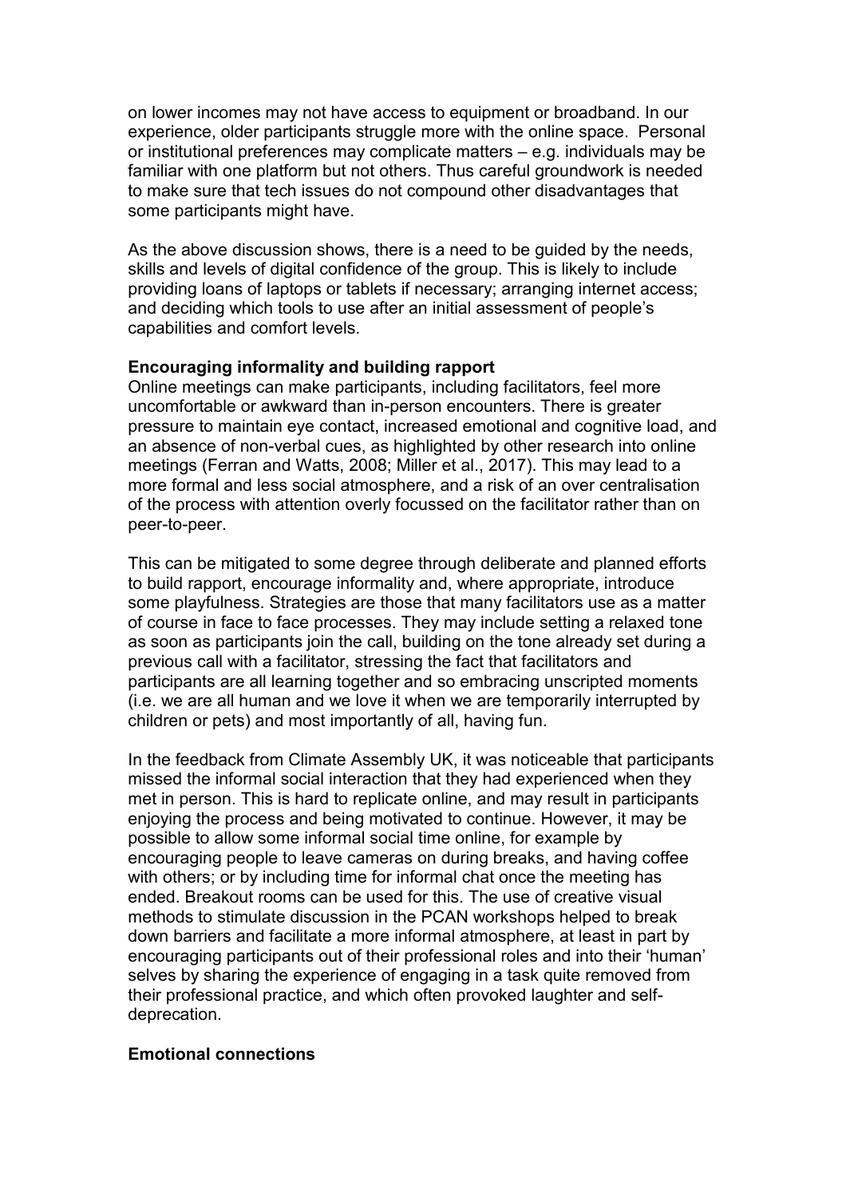on lower incomes may not have access to equipment or broadband. In our experience, older participants struggle more with the online space. Personal or institutional preferences may complicate matters – e.g. individuals may be familiar with one platform but not others. Thus careful groundwork is needed to make sure that tech issues do not compound other disadvantages that some participants might have.

As the above discussion shows, there is a need to be guided by the needs, skills and levels of digital confidence of the group. This is likely to include providing loans of laptops or tablets if necessary; arranging internet access; and deciding which tools to use after an initial assessment of people's capabilities and comfort levels.

**Encouraging informality and building rapport**

Online meetings can make participants, including facilitators, feel more uncomfortable or awkward than in-person encounters. There is greater pressure to maintain eye contact, increased emotional and cognitive load, and an absence of non-verbal cues, as highlighted by other research into online meetings (Ferran and Watts, 2008; Miller et al., 2017). This may lead to a more formal and less social atmosphere, and a risk of an over centralisation of the process with attention overly focussed on the facilitator rather than on peer-to-peer.

This can be mitigated to some degree through deliberate and planned efforts to build rapport, encourage informality and, where appropriate, introduce some playfulness. Strategies are those that many facilitators use as a matter of course in face to face processes. They may include setting a relaxed tone as soon as participants join the call, building on the tone already set during a previous call with a facilitator, stressing the fact that facilitators and participants are all learning together and so embracing unscripted moments (i.e. we are all human and we love it when we are temporarily interrupted by children or pets) and most importantly of all, having fun.

In the feedback from Climate Assembly UK, it was noticeable that participants missed the informal social interaction that they had experienced when they met in person. This is hard to replicate online, and may result in participants enjoying the process and being motivated to continue. However, it may be possible to allow some informal social time online, for example by encouraging people to leave cameras on during breaks, and having coffee with others; or by including time for informal chat once the meeting has ended. Breakout rooms can be used for this. The use of creative visual methods to stimulate discussion in the PCAN workshops helped to break down barriers and facilitate a more informal atmosphere, at least in part by encouraging participants out of their professional roles and into their 'human' selves by sharing the experience of engaging in a task quite removed from their professional practice, and which often provoked laughter and self-deprecation.

**Emotional connections**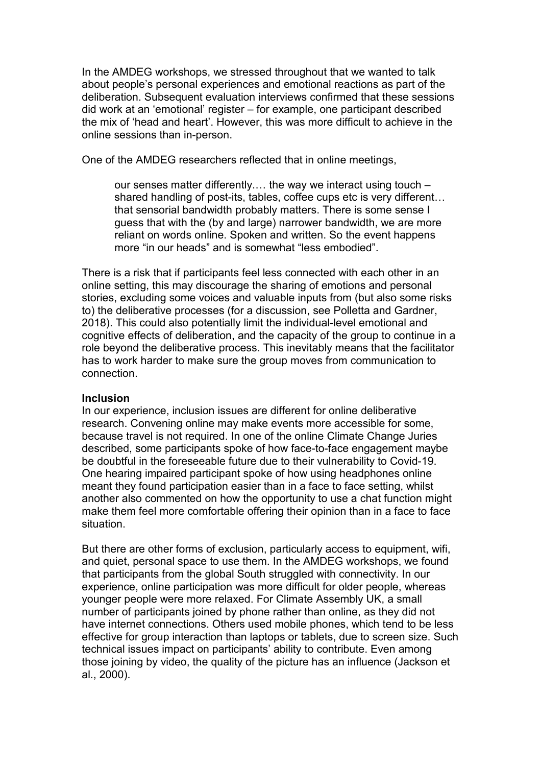In the AMDEG workshops, we stressed throughout that we wanted to talk about people's personal experiences and emotional reactions as part of the deliberation. Subsequent evaluation interviews confirmed that these sessions did work at an 'emotional' register – for example, one participant described the mix of 'head and heart'. However, this was more difficult to achieve in the online sessions than in-person.

One of the AMDEG researchers reflected that in online meetings,

> our senses matter differently.… the way we interact using touch – shared handling of post-its, tables, coffee cups etc is very different… that sensorial bandwidth probably matters. There is some sense I guess that with the (by and large) narrower bandwidth, we are more reliant on words online. Spoken and written. So the event happens more "in our heads" and is somewhat "less embodied".

There is a risk that if participants feel less connected with each other in an online setting, this may discourage the sharing of emotions and personal stories, excluding some voices and valuable inputs from (but also some risks to) the deliberative processes (for a discussion, see Polletta and Gardner, 2018). This could also potentially limit the individual-level emotional and cognitive effects of deliberation, and the capacity of the group to continue in a role beyond the deliberative process. This inevitably means that the facilitator has to work harder to make sure the group moves from communication to connection.

**Inclusion**

In our experience, inclusion issues are different for online deliberative research. Convening online may make events more accessible for some, because travel is not required. In one of the online Climate Change Juries described, some participants spoke of how face-to-face engagement maybe be doubtful in the foreseeable future due to their vulnerability to Covid-19. One hearing impaired participant spoke of how using headphones online meant they found participation easier than in a face to face setting, whilst another also commented on how the opportunity to use a chat function might make them feel more comfortable offering their opinion than in a face to face situation.

But there are other forms of exclusion, particularly access to equipment, wifi, and quiet, personal space to use them. In the AMDEG workshops, we found that participants from the global South struggled with connectivity. In our experience, online participation was more difficult for older people, whereas younger people were more relaxed. For Climate Assembly UK, a small number of participants joined by phone rather than online, as they did not have internet connections. Others used mobile phones, which tend to be less effective for group interaction than laptops or tablets, due to screen size. Such technical issues impact on participants' ability to contribute. Even among those joining by video, the quality of the picture has an influence (Jackson et al., 2000).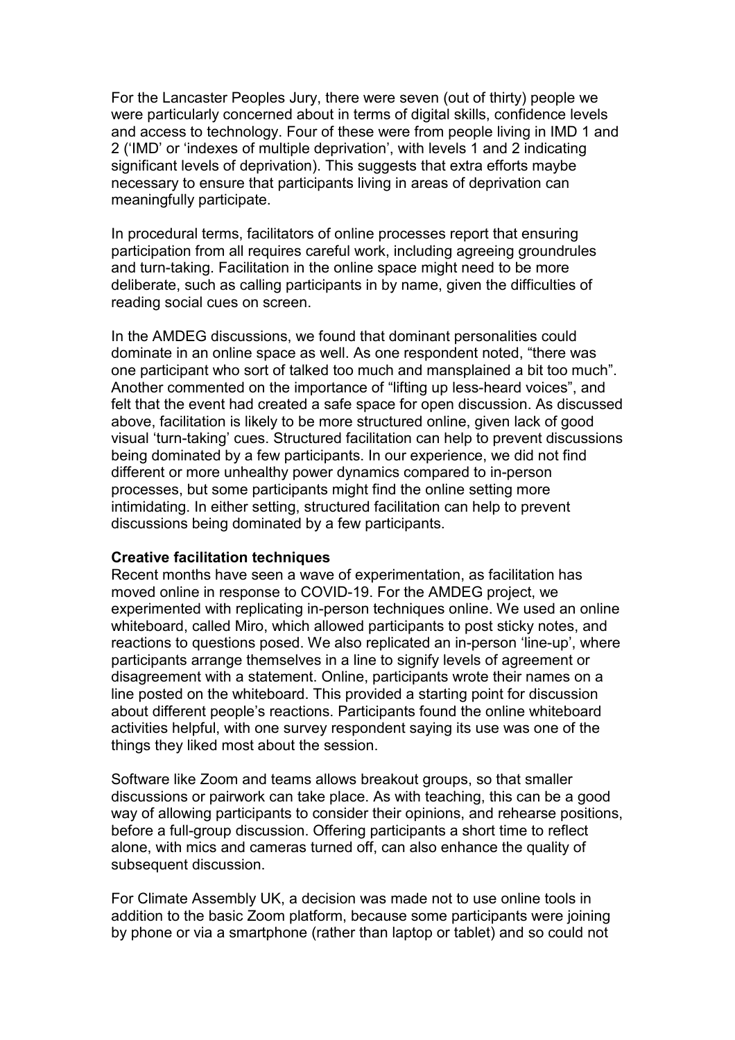For the Lancaster Peoples Jury, there were seven (out of thirty) people we were particularly concerned about in terms of digital skills, confidence levels and access to technology. Four of these were from people living in IMD 1 and 2 ('IMD' or 'indexes of multiple deprivation', with levels 1 and 2 indicating significant levels of deprivation). This suggests that extra efforts maybe necessary to ensure that participants living in areas of deprivation can meaningfully participate.

In procedural terms, facilitators of online processes report that ensuring participation from all requires careful work, including agreeing groundrules and turn-taking. Facilitation in the online space might need to be more deliberate, such as calling participants in by name, given the difficulties of reading social cues on screen.

In the AMDEG discussions, we found that dominant personalities could dominate in an online space as well. As one respondent noted, "there was one participant who sort of talked too much and mansplained a bit too much". Another commented on the importance of "lifting up less-heard voices", and felt that the event had created a safe space for open discussion. As discussed above, facilitation is likely to be more structured online, given lack of good visual 'turn-taking' cues. Structured facilitation can help to prevent discussions being dominated by a few participants. In our experience, we did not find different or more unhealthy power dynamics compared to in-person processes, but some participants might find the online setting more intimidating. In either setting, structured facilitation can help to prevent discussions being dominated by a few participants.

**Creative facilitation techniques**

Recent months have seen a wave of experimentation, as facilitation has moved online in response to COVID-19. For the AMDEG project, we experimented with replicating in-person techniques online. We used an online whiteboard, called Miro, which allowed participants to post sticky notes, and reactions to questions posed. We also replicated an in-person 'line-up', where participants arrange themselves in a line to signify levels of agreement or disagreement with a statement. Online, participants wrote their names on a line posted on the whiteboard. This provided a starting point for discussion about different people's reactions. Participants found the online whiteboard activities helpful, with one survey respondent saying its use was one of the things they liked most about the session.

Software like Zoom and teams allows breakout groups, so that smaller discussions or pairwork can take place. As with teaching, this can be a good way of allowing participants to consider their opinions, and rehearse positions, before a full-group discussion. Offering participants a short time to reflect alone, with mics and cameras turned off, can also enhance the quality of subsequent discussion.

For Climate Assembly UK, a decision was made not to use online tools in addition to the basic Zoom platform, because some participants were joining by phone or via a smartphone (rather than laptop or tablet) and so could not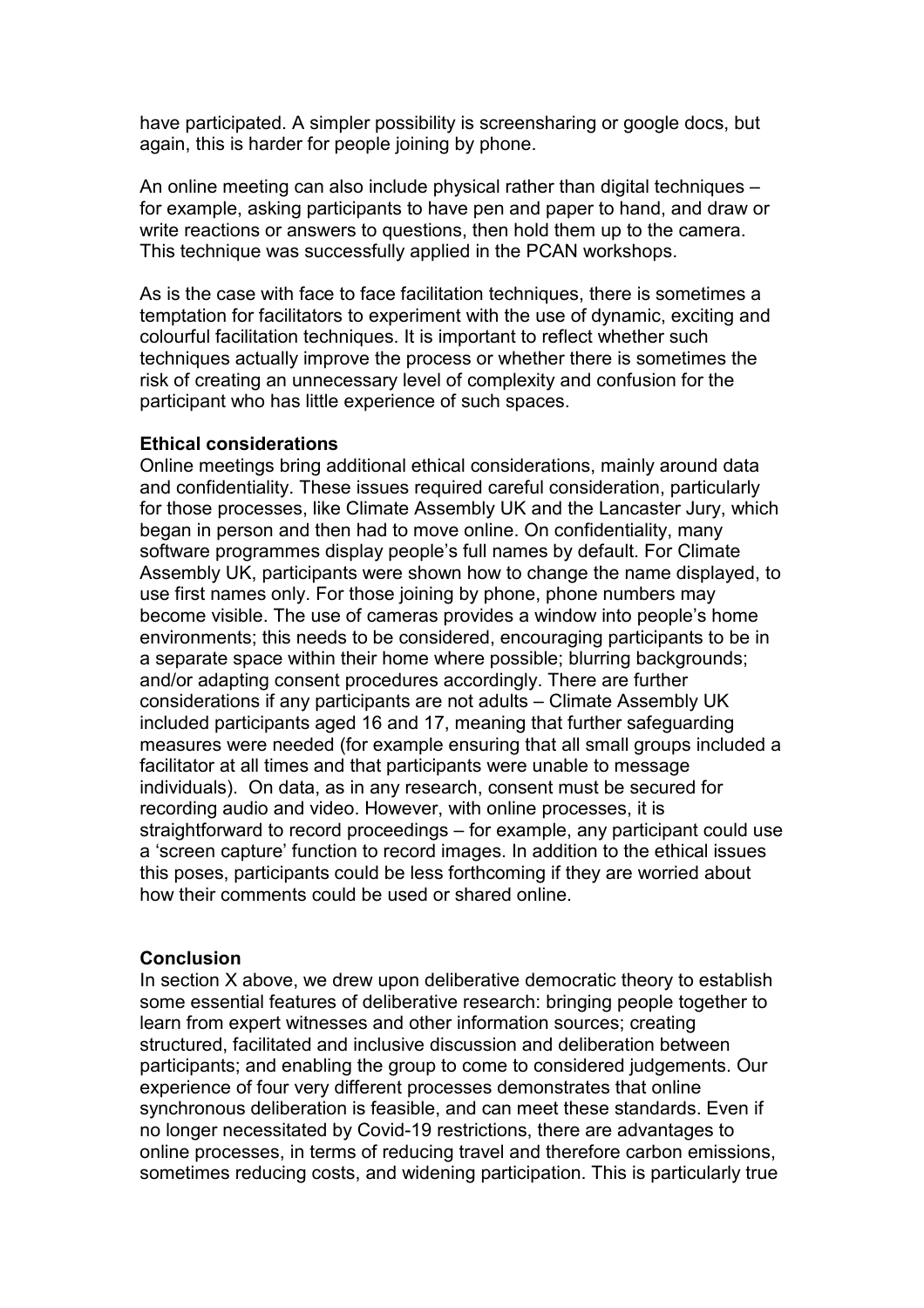have participated. A simpler possibility is screensharing or google docs, but again, this is harder for people joining by phone.

An online meeting can also include physical rather than digital techniques – for example, asking participants to have pen and paper to hand, and draw or write reactions or answers to questions, then hold them up to the camera. This technique was successfully applied in the PCAN workshops.

As is the case with face to face facilitation techniques, there is sometimes a temptation for facilitators to experiment with the use of dynamic, exciting and colourful facilitation techniques. It is important to reflect whether such techniques actually improve the process or whether there is sometimes the risk of creating an unnecessary level of complexity and confusion for the participant who has little experience of such spaces.

**Ethical considerations**

Online meetings bring additional ethical considerations, mainly around data and confidentiality. These issues required careful consideration, particularly for those processes, like Climate Assembly UK and the Lancaster Jury, which began in person and then had to move online. On confidentiality, many software programmes display people's full names by default. For Climate Assembly UK, participants were shown how to change the name displayed, to use first names only. For those joining by phone, phone numbers may become visible. The use of cameras provides a window into people's home environments; this needs to be considered, encouraging participants to be in a separate space within their home where possible; blurring backgrounds; and/or adapting consent procedures accordingly. There are further considerations if any participants are not adults – Climate Assembly UK included participants aged 16 and 17, meaning that further safeguarding measures were needed (for example ensuring that all small groups included a facilitator at all times and that participants were unable to message individuals). On data, as in any research, consent must be secured for recording audio and video. However, with online processes, it is straightforward to record proceedings – for example, any participant could use a 'screen capture' function to record images. In addition to the ethical issues this poses, participants could be less forthcoming if they are worried about how their comments could be used or shared online.

**Conclusion**

In section X above, we drew upon deliberative democratic theory to establish some essential features of deliberative research: bringing people together to learn from expert witnesses and other information sources; creating structured, facilitated and inclusive discussion and deliberation between participants; and enabling the group to come to considered judgements. Our experience of four very different processes demonstrates that online synchronous deliberation is feasible, and can meet these standards. Even if no longer necessitated by Covid-19 restrictions, there are advantages to online processes, in terms of reducing travel and therefore carbon emissions, sometimes reducing costs, and widening participation. This is particularly true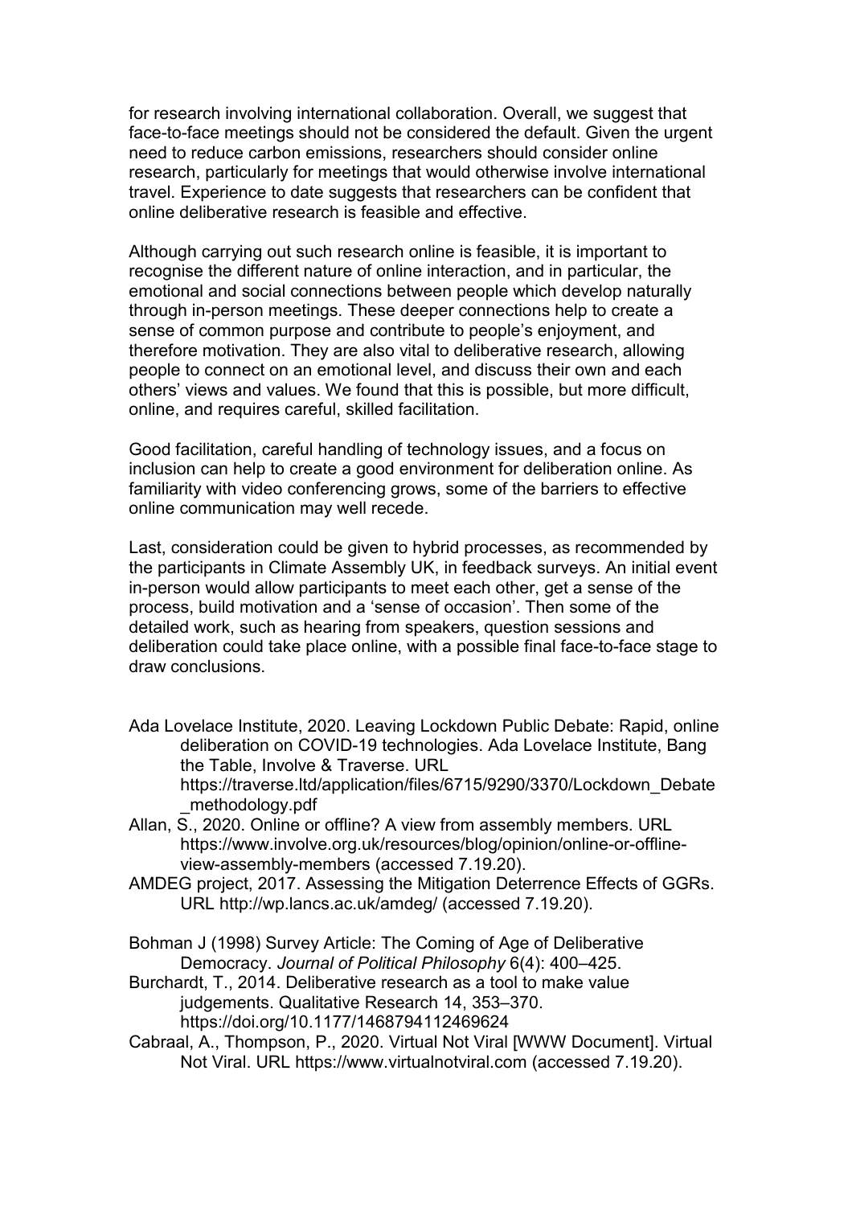for research involving international collaboration. Overall, we suggest that face-to-face meetings should not be considered the default. Given the urgent need to reduce carbon emissions, researchers should consider online research, particularly for meetings that would otherwise involve international travel. Experience to date suggests that researchers can be confident that online deliberative research is feasible and effective.

Although carrying out such research online is feasible, it is important to recognise the different nature of online interaction, and in particular, the emotional and social connections between people which develop naturally through in-person meetings. These deeper connections help to create a sense of common purpose and contribute to people's enjoyment, and therefore motivation. They are also vital to deliberative research, allowing people to connect on an emotional level, and discuss their own and each others' views and values. We found that this is possible, but more difficult, online, and requires careful, skilled facilitation.

Good facilitation, careful handling of technology issues, and a focus on inclusion can help to create a good environment for deliberation online. As familiarity with video conferencing grows, some of the barriers to effective online communication may well recede.

Last, consideration could be given to hybrid processes, as recommended by the participants in Climate Assembly UK, in feedback surveys. An initial event in-person would allow participants to meet each other, get a sense of the process, build motivation and a 'sense of occasion'. Then some of the detailed work, such as hearing from speakers, question sessions and deliberation could take place online, with a possible final face-to-face stage to draw conclusions.

Ada Lovelace Institute, 2020. Leaving Lockdown Public Debate: Rapid, online deliberation on COVID-19 technologies. Ada Lovelace Institute, Bang the Table, Involve & Traverse. URL https://traverse.ltd/application/files/6715/9290/3370/Lockdown_Debate_methodology.pdf

Allan, S., 2020. Online or offline? A view from assembly members. URL https://www.involve.org.uk/resources/blog/opinion/online-or-offline-view-assembly-members (accessed 7.19.20).

AMDEG project, 2017. Assessing the Mitigation Deterrence Effects of GGRs. URL http://wp.lancs.ac.uk/amdeg/ (accessed 7.19.20).

Bohman J (1998) Survey Article: The Coming of Age of Deliberative Democracy. *Journal of Political Philosophy* 6(4): 400–425.

Burchardt, T., 2014. Deliberative research as a tool to make value judgements. Qualitative Research 14, 353–370. https://doi.org/10.1177/1468794112469624

Cabraal, A., Thompson, P., 2020. Virtual Not Viral [WWW Document]. Virtual Not Viral. URL https://www.virtualnotviral.com (accessed 7.19.20).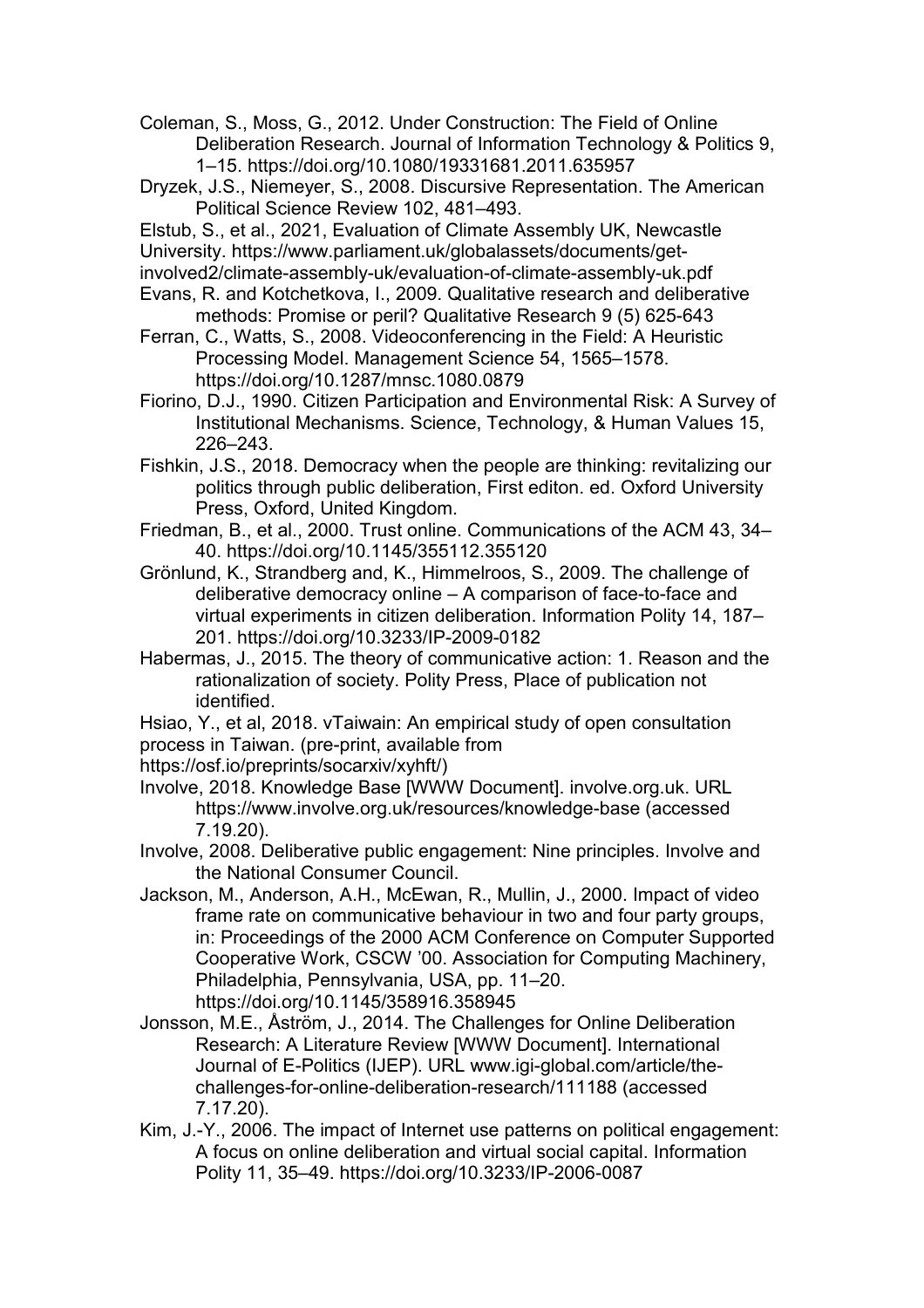Coleman, S., Moss, G., 2012. Under Construction: The Field of Online Deliberation Research. Journal of Information Technology & Politics 9, 1–15. https://doi.org/10.1080/19331681.2011.635957

Dryzek, J.S., Niemeyer, S., 2008. Discursive Representation. The American Political Science Review 102, 481–493.

Elstub, S., et al., 2021, Evaluation of Climate Assembly UK, Newcastle University. https://www.parliament.uk/globalassets/documents/get-involved2/climate-assembly-uk/evaluation-of-climate-assembly-uk.pdf

Evans, R. and Kotchetkova, I., 2009. Qualitative research and deliberative methods: Promise or peril? Qualitative Research 9 (5) 625-643

Ferran, C., Watts, S., 2008. Videoconferencing in the Field: A Heuristic Processing Model. Management Science 54, 1565–1578. https://doi.org/10.1287/mnsc.1080.0879

Fiorino, D.J., 1990. Citizen Participation and Environmental Risk: A Survey of Institutional Mechanisms. Science, Technology, & Human Values 15, 226–243.

Fishkin, J.S., 2018. Democracy when the people are thinking: revitalizing our politics through public deliberation, First editon. ed. Oxford University Press, Oxford, United Kingdom.

Friedman, B., et al., 2000. Trust online. Communications of the ACM 43, 34–40. https://doi.org/10.1145/355112.355120

Grönlund, K., Strandberg and, K., Himmelroos, S., 2009. The challenge of deliberative democracy online – A comparison of face-to-face and virtual experiments in citizen deliberation. Information Polity 14, 187–201. https://doi.org/10.3233/IP-2009-0182

Habermas, J., 2015. The theory of communicative action: 1. Reason and the rationalization of society. Polity Press, Place of publication not identified.

Hsiao, Y., et al, 2018. vTaiwain: An empirical study of open consultation process in Taiwan. (pre-print, available from https://osf.io/preprints/socarxiv/xyhft/)

Involve, 2018. Knowledge Base [WWW Document]. involve.org.uk. URL https://www.involve.org.uk/resources/knowledge-base (accessed 7.19.20).

Involve, 2008. Deliberative public engagement: Nine principles. Involve and the National Consumer Council.

Jackson, M., Anderson, A.H., McEwan, R., Mullin, J., 2000. Impact of video frame rate on communicative behaviour in two and four party groups, in: Proceedings of the 2000 ACM Conference on Computer Supported Cooperative Work, CSCW '00. Association for Computing Machinery, Philadelphia, Pennsylvania, USA, pp. 11–20. https://doi.org/10.1145/358916.358945

Jonsson, M.E., Åström, J., 2014. The Challenges for Online Deliberation Research: A Literature Review [WWW Document]. International Journal of E-Politics (IJEP). URL www.igi-global.com/article/the-challenges-for-online-deliberation-research/111188 (accessed 7.17.20).

Kim, J.-Y., 2006. The impact of Internet use patterns on political engagement: A focus on online deliberation and virtual social capital. Information Polity 11, 35–49. https://doi.org/10.3233/IP-2006-0087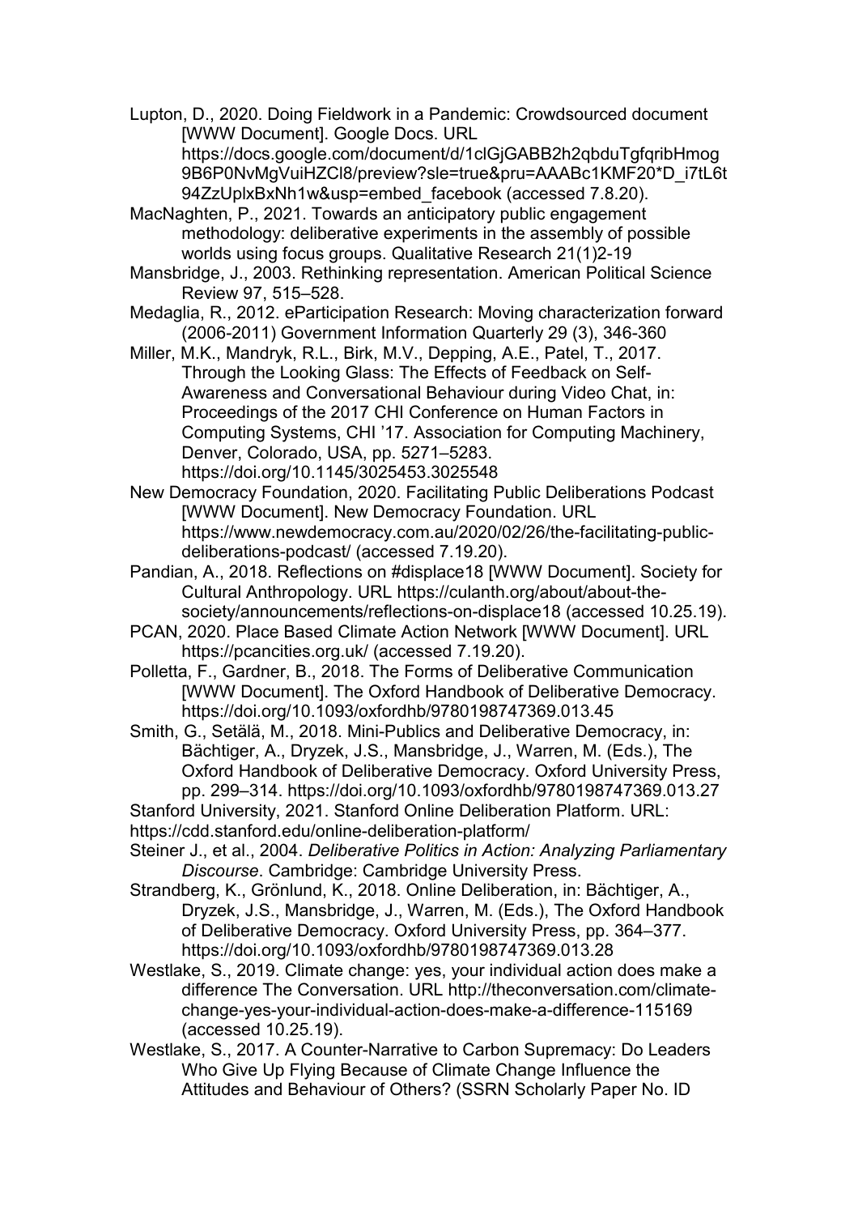Lupton, D., 2020. Doing Fieldwork in a Pandemic: Crowdsourced document [WWW Document]. Google Docs. URL https://docs.google.com/document/d/1clGjGABB2h2qbduTgfqribHmog9B6P0NvMgVuiHZCl8/preview?sle=true&pru=AAABc1KMF20*D_i7tL6t94ZzUplxBxNh1w&usp=embed_facebook (accessed 7.8.20).

MacNaghten, P., 2021. Towards an anticipatory public engagement methodology: deliberative experiments in the assembly of possible worlds using focus groups. Qualitative Research 21(1)2-19

Mansbridge, J., 2003. Rethinking representation. American Political Science Review 97, 515–528.

Medaglia, R., 2012. eParticipation Research: Moving characterization forward (2006-2011) Government Information Quarterly 29 (3), 346-360

Miller, M.K., Mandryk, R.L., Birk, M.V., Depping, A.E., Patel, T., 2017. Through the Looking Glass: The Effects of Feedback on Self-Awareness and Conversational Behaviour during Video Chat, in: Proceedings of the 2017 CHI Conference on Human Factors in Computing Systems, CHI '17. Association for Computing Machinery, Denver, Colorado, USA, pp. 5271–5283. https://doi.org/10.1145/3025453.3025548

New Democracy Foundation, 2020. Facilitating Public Deliberations Podcast [WWW Document]. New Democracy Foundation. URL https://www.newdemocracy.com.au/2020/02/26/the-facilitating-public-deliberations-podcast/ (accessed 7.19.20).

Pandian, A., 2018. Reflections on #displace18 [WWW Document]. Society for Cultural Anthropology. URL https://culanth.org/about/about-the-society/announcements/reflections-on-displace18 (accessed 10.25.19).

PCAN, 2020. Place Based Climate Action Network [WWW Document]. URL https://pcancities.org.uk/ (accessed 7.19.20).

Polletta, F., Gardner, B., 2018. The Forms of Deliberative Communication [WWW Document]. The Oxford Handbook of Deliberative Democracy. https://doi.org/10.1093/oxfordhb/9780198747369.013.45

Smith, G., Setälä, M., 2018. Mini-Publics and Deliberative Democracy, in: Bächtiger, A., Dryzek, J.S., Mansbridge, J., Warren, M. (Eds.), The Oxford Handbook of Deliberative Democracy. Oxford University Press, pp. 299–314. https://doi.org/10.1093/oxfordhb/9780198747369.013.27

Stanford University, 2021. Stanford Online Deliberation Platform. URL: https://cdd.stanford.edu/online-deliberation-platform/

Steiner J., et al., 2004. *Deliberative Politics in Action: Analyzing Parliamentary Discourse*. Cambridge: Cambridge University Press.

Strandberg, K., Grönlund, K., 2018. Online Deliberation, in: Bächtiger, A., Dryzek, J.S., Mansbridge, J., Warren, M. (Eds.), The Oxford Handbook of Deliberative Democracy. Oxford University Press, pp. 364–377. https://doi.org/10.1093/oxfordhb/9780198747369.013.28

Westlake, S., 2019. Climate change: yes, your individual action does make a difference The Conversation. URL http://theconversation.com/climate-change-yes-your-individual-action-does-make-a-difference-115169 (accessed 10.25.19).

Westlake, S., 2017. A Counter-Narrative to Carbon Supremacy: Do Leaders Who Give Up Flying Because of Climate Change Influence the Attitudes and Behaviour of Others? (SSRN Scholarly Paper No. ID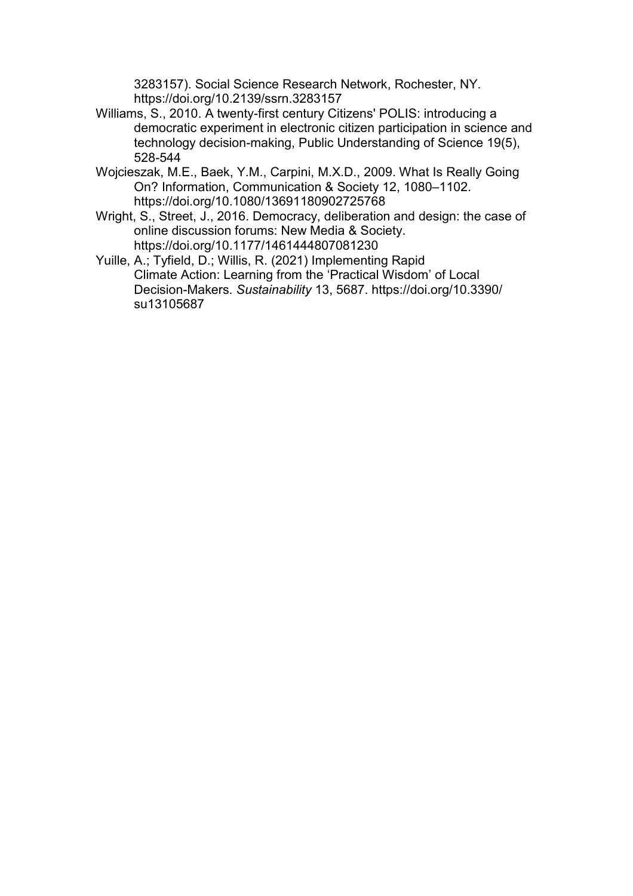3283157). Social Science Research Network, Rochester, NY. https://doi.org/10.2139/ssrn.3283157

Williams, S., 2010. A twenty-first century Citizens' POLIS: introducing a democratic experiment in electronic citizen participation in science and technology decision-making, Public Understanding of Science 19(5), 528-544

Wojcieszak, M.E., Baek, Y.M., Carpini, M.X.D., 2009. What Is Really Going On? Information, Communication & Society 12, 1080–1102. https://doi.org/10.1080/13691180902725768

Wright, S., Street, J., 2016. Democracy, deliberation and design: the case of online discussion forums: New Media & Society. https://doi.org/10.1177/1461444807081230

Yuille, A.; Tyfield, D.; Willis, R. (2021) Implementing Rapid Climate Action: Learning from the 'Practical Wisdom' of Local Decision-Makers. *Sustainability* 13, 5687. https://doi.org/10.3390/su13105687